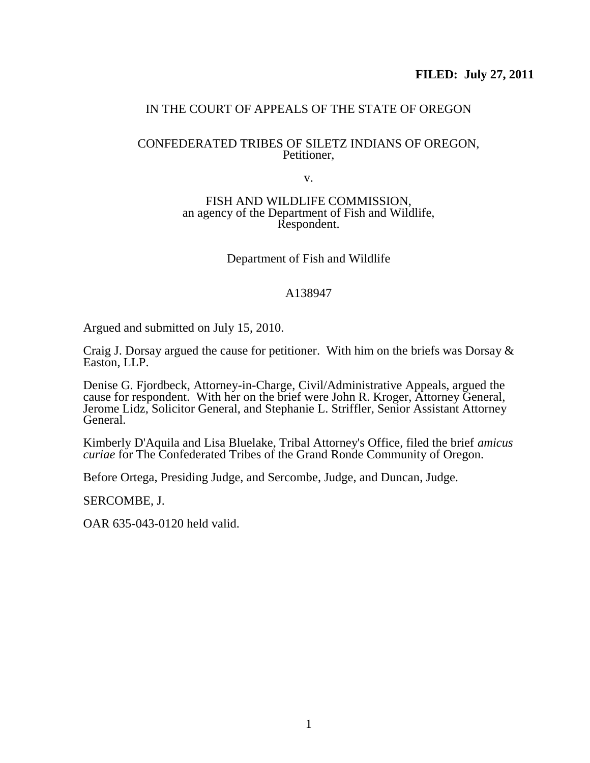**FILED: July 27, 2011**

IN THE COURT OF APPEALS OF THE STATE OF OREGON

CONFEDERATED TRIBES OF SILETZ INDIANS OF OREGON,
Petitioner,

v.

FISH AND WILDLIFE COMMISSION,
an agency of the Department of Fish and Wildlife,
Respondent.

Department of Fish and Wildlife

A138947

Argued and submitted on July 15, 2010.

Craig J. Dorsay argued the cause for petitioner. With him on the briefs was Dorsay & Easton, LLP.

Denise G. Fjordbeck, Attorney-in-Charge, Civil/Administrative Appeals, argued the cause for respondent. With her on the brief were John R. Kroger, Attorney General, Jerome Lidz, Solicitor General, and Stephanie L. Striffler, Senior Assistant Attorney General.

Kimberly D'Aquila and Lisa Bluelake, Tribal Attorney's Office, filed the brief *amicus curiae* for The Confederated Tribes of the Grand Ronde Community of Oregon.

Before Ortega, Presiding Judge, and Sercombe, Judge, and Duncan, Judge.

SERCOMBE, J.

OAR 635-043-0120 held valid.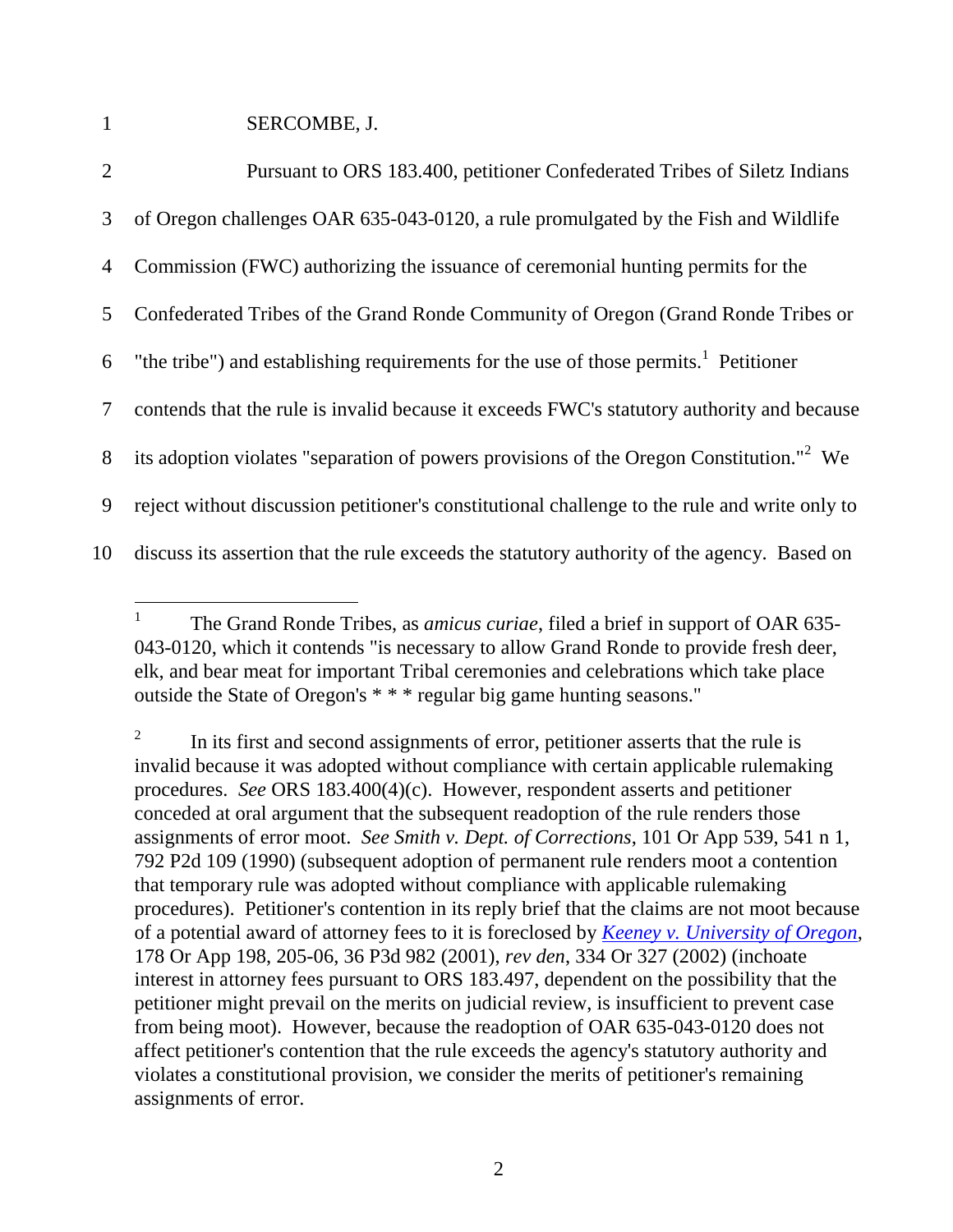SERCOMBE, J.

Pursuant to ORS 183.400, petitioner Confederated Tribes of Siletz Indians of Oregon challenges OAR 635-043-0120, a rule promulgated by the Fish and Wildlife Commission (FWC) authorizing the issuance of ceremonial hunting permits for the Confederated Tribes of the Grand Ronde Community of Oregon (Grand Ronde Tribes or "the tribe") and establishing requirements for the use of those permits.[1] Petitioner contends that the rule is invalid because it exceeds FWC's statutory authority and because its adoption violates "separation of powers provisions of the Oregon Constitution."[2] We reject without discussion petitioner's constitutional challenge to the rule and write only to discuss its assertion that the rule exceeds the statutory authority of the agency. Based on

---

[1] The Grand Ronde Tribes, as *amicus curiae*, filed a brief in support of OAR 635-043-0120, which it contends "is necessary to allow Grand Ronde to provide fresh deer, elk, and bear meat for important Tribal ceremonies and celebrations which take place outside the State of Oregon's * * * regular big game hunting seasons."

[2] In its first and second assignments of error, petitioner asserts that the rule is invalid because it was adopted without compliance with certain applicable rulemaking procedures. *See* ORS 183.400(4)(c). However, respondent asserts and petitioner conceded at oral argument that the subsequent readoption of the rule renders those assignments of error moot. *See Smith v. Dept. of Corrections*, 101 Or App 539, 541 n 1, 792 P2d 109 (1990) (subsequent adoption of permanent rule renders moot a contention that temporary rule was adopted without compliance with applicable rulemaking procedures). Petitioner's contention in its reply brief that the claims are not moot because of a potential award of attorney fees to it is foreclosed by *Keeney v. University of Oregon*, 178 Or App 198, 205-06, 36 P3d 982 (2001), *rev den*, 334 Or 327 (2002) (inchoate interest in attorney fees pursuant to ORS 183.497, dependent on the possibility that the petitioner might prevail on the merits on judicial review, is insufficient to prevent case from being moot). However, because the readoption of OAR 635-043-0120 does not affect petitioner's contention that the rule exceeds the agency's statutory authority and violates a constitutional provision, we consider the merits of petitioner's remaining assignments of error.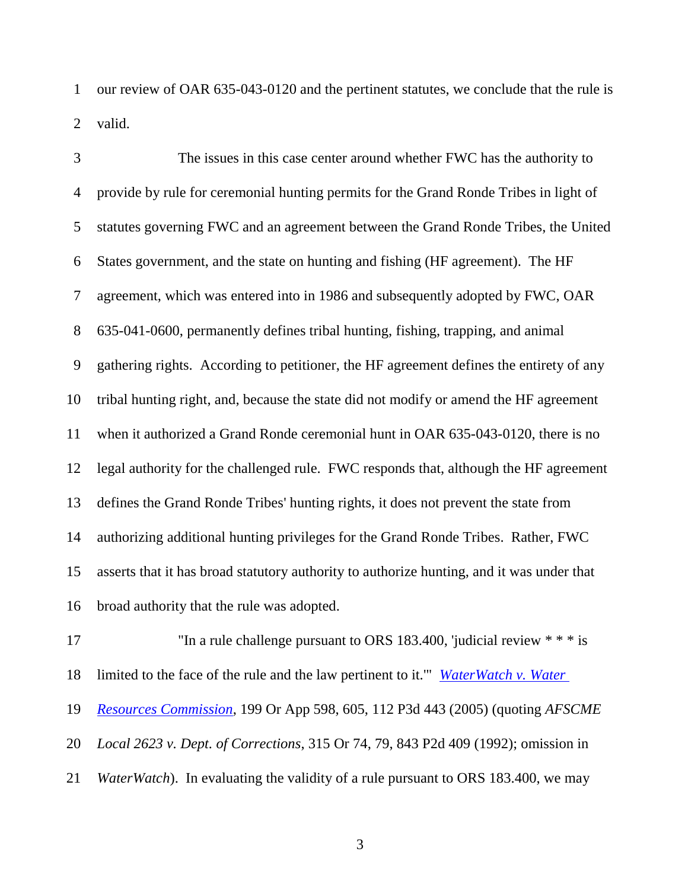our review of OAR 635-043-0120 and the pertinent statutes, we conclude that the rule is valid.

The issues in this case center around whether FWC has the authority to provide by rule for ceremonial hunting permits for the Grand Ronde Tribes in light of statutes governing FWC and an agreement between the Grand Ronde Tribes, the United States government, and the state on hunting and fishing (HF agreement). The HF agreement, which was entered into in 1986 and subsequently adopted by FWC, OAR 635-041-0600, permanently defines tribal hunting, fishing, trapping, and animal gathering rights. According to petitioner, the HF agreement defines the entirety of any tribal hunting right, and, because the state did not modify or amend the HF agreement when it authorized a Grand Ronde ceremonial hunt in OAR 635-043-0120, there is no legal authority for the challenged rule. FWC responds that, although the HF agreement defines the Grand Ronde Tribes' hunting rights, it does not prevent the state from authorizing additional hunting privileges for the Grand Ronde Tribes. Rather, FWC asserts that it has broad statutory authority to authorize hunting, and it was under that broad authority that the rule was adopted.

"In a rule challenge pursuant to ORS 183.400, 'judicial review * * * is limited to the face of the rule and the law pertinent to it.'" *WaterWatch v. Water Resources Commission*, 199 Or App 598, 605, 112 P3d 443 (2005) (quoting *AFSCME Local 2623 v. Dept. of Corrections*, 315 Or 74, 79, 843 P2d 409 (1992); omission in *WaterWatch*). In evaluating the validity of a rule pursuant to ORS 183.400, we may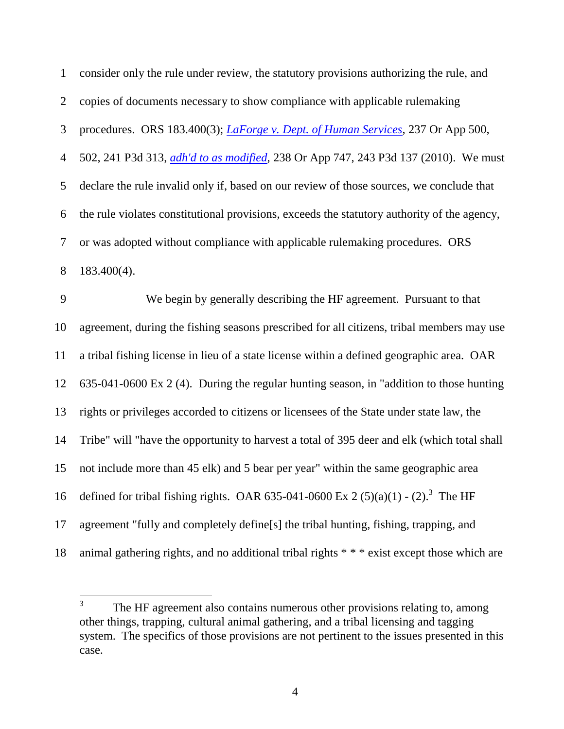consider only the rule under review, the statutory provisions authorizing the rule, and copies of documents necessary to show compliance with applicable rulemaking procedures. ORS 183.400(3); *LaForge v. Dept. of Human Services*, 237 Or App 500, 502, 241 P3d 313, *adh'd to as modified*, 238 Or App 747, 243 P3d 137 (2010). We must declare the rule invalid only if, based on our review of those sources, we conclude that the rule violates constitutional provisions, exceeds the statutory authority of the agency, or was adopted without compliance with applicable rulemaking procedures. ORS 183.400(4).

We begin by generally describing the HF agreement. Pursuant to that agreement, during the fishing seasons prescribed for all citizens, tribal members may use a tribal fishing license in lieu of a state license within a defined geographic area. OAR 635-041-0600 Ex 2 (4). During the regular hunting season, in "addition to those hunting rights or privileges accorded to citizens or licensees of the State under state law, the Tribe" will "have the opportunity to harvest a total of 395 deer and elk (which total shall not include more than 45 elk) and 5 bear per year" within the same geographic area defined for tribal fishing rights. OAR 635-041-0600 Ex 2 (5)(a)(1) - (2).[3] The HF agreement "fully and completely define[s] the tribal hunting, fishing, trapping, and animal gathering rights, and no additional tribal rights * * * exist except those which are

[3] The HF agreement also contains numerous other provisions relating to, among other things, trapping, cultural animal gathering, and a tribal licensing and tagging system. The specifics of those provisions are not pertinent to the issues presented in this case.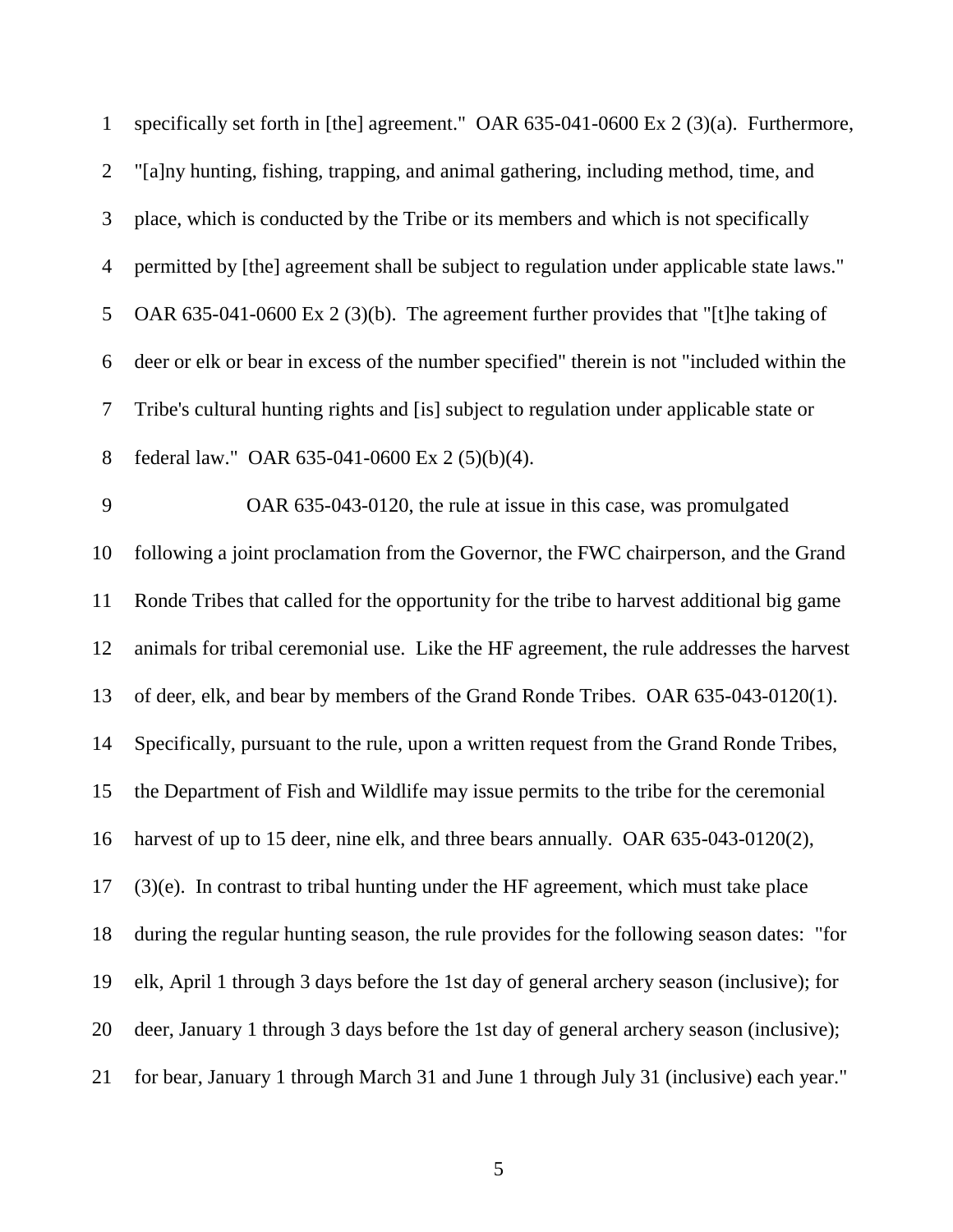specifically set forth in [the] agreement." OAR 635-041-0600 Ex 2 (3)(a). Furthermore, "[a]ny hunting, fishing, trapping, and animal gathering, including method, time, and place, which is conducted by the Tribe or its members and which is not specifically permitted by [the] agreement shall be subject to regulation under applicable state laws." OAR 635-041-0600 Ex 2 (3)(b). The agreement further provides that "[t]he taking of deer or elk or bear in excess of the number specified" therein is not "included within the Tribe's cultural hunting rights and [is] subject to regulation under applicable state or federal law." OAR 635-041-0600 Ex 2 (5)(b)(4).

OAR 635-043-0120, the rule at issue in this case, was promulgated following a joint proclamation from the Governor, the FWC chairperson, and the Grand Ronde Tribes that called for the opportunity for the tribe to harvest additional big game animals for tribal ceremonial use. Like the HF agreement, the rule addresses the harvest of deer, elk, and bear by members of the Grand Ronde Tribes. OAR 635-043-0120(1). Specifically, pursuant to the rule, upon a written request from the Grand Ronde Tribes, the Department of Fish and Wildlife may issue permits to the tribe for the ceremonial harvest of up to 15 deer, nine elk, and three bears annually. OAR 635-043-0120(2), (3)(e). In contrast to tribal hunting under the HF agreement, which must take place during the regular hunting season, the rule provides for the following season dates: "for elk, April 1 through 3 days before the 1st day of general archery season (inclusive); for deer, January 1 through 3 days before the 1st day of general archery season (inclusive); for bear, January 1 through March 31 and June 1 through July 31 (inclusive) each year."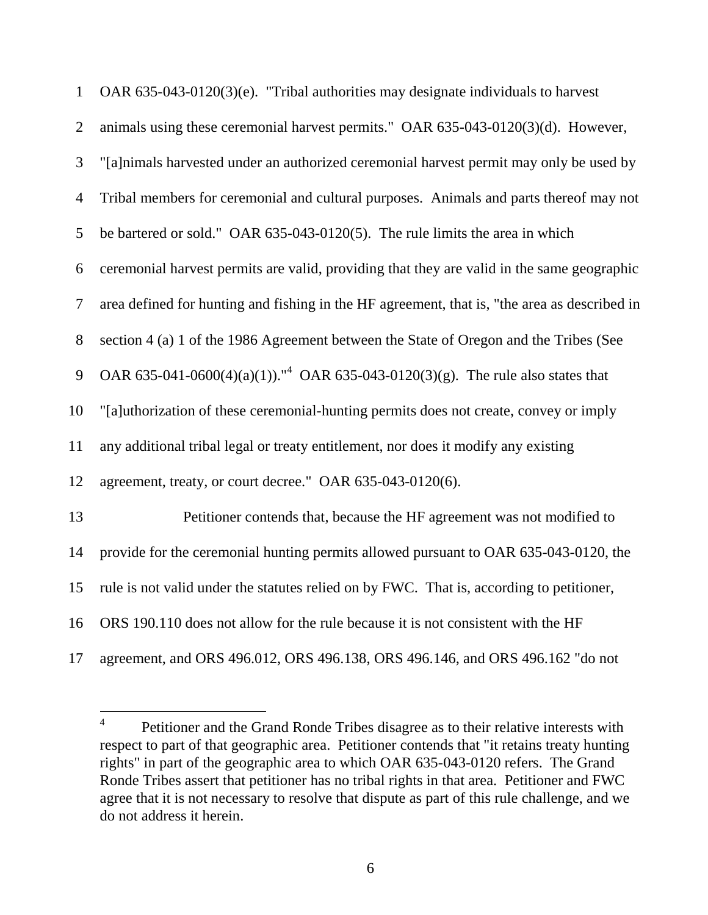OAR 635-043-0120(3)(e). "Tribal authorities may designate individuals to harvest animals using these ceremonial harvest permits." OAR 635-043-0120(3)(d). However, "[a]nimals harvested under an authorized ceremonial harvest permit may only be used by Tribal members for ceremonial and cultural purposes. Animals and parts thereof may not be bartered or sold." OAR 635-043-0120(5). The rule limits the area in which ceremonial harvest permits are valid, providing that they are valid in the same geographic area defined for hunting and fishing in the HF agreement, that is, "the area as described in section 4 (a) 1 of the 1986 Agreement between the State of Oregon and the Tribes (See OAR 635-041-0600(4)(a)(1))."[4] OAR 635-043-0120(3)(g). The rule also states that "[a]uthorization of these ceremonial-hunting permits does not create, convey or imply any additional tribal legal or treaty entitlement, nor does it modify any existing agreement, treaty, or court decree." OAR 635-043-0120(6).

Petitioner contends that, because the HF agreement was not modified to provide for the ceremonial hunting permits allowed pursuant to OAR 635-043-0120, the rule is not valid under the statutes relied on by FWC. That is, according to petitioner, ORS 190.110 does not allow for the rule because it is not consistent with the HF agreement, and ORS 496.012, ORS 496.138, ORS 496.146, and ORS 496.162 "do not

---

[4] Petitioner and the Grand Ronde Tribes disagree as to their relative interests with respect to part of that geographic area. Petitioner contends that "it retains treaty hunting rights" in part of the geographic area to which OAR 635-043-0120 refers. The Grand Ronde Tribes assert that petitioner has no tribal rights in that area. Petitioner and FWC agree that it is not necessary to resolve that dispute as part of this rule challenge, and we do not address it herein.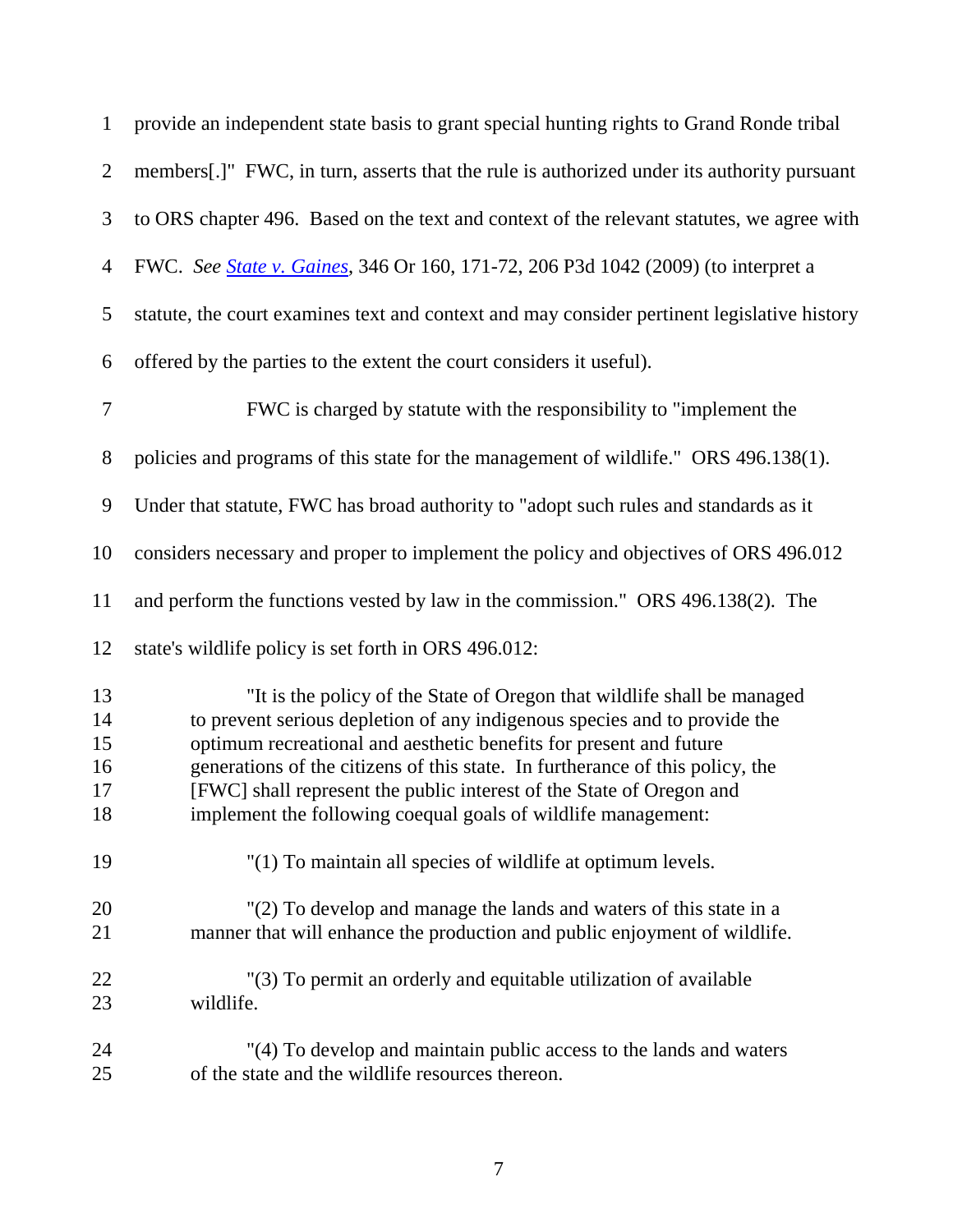provide an independent state basis to grant special hunting rights to Grand Ronde tribal members[.]" FWC, in turn, asserts that the rule is authorized under its authority pursuant to ORS chapter 496. Based on the text and context of the relevant statutes, we agree with FWC. *See State v. Gaines*, 346 Or 160, 171-72, 206 P3d 1042 (2009) (to interpret a statute, the court examines text and context and may consider pertinent legislative history offered by the parties to the extent the court considers it useful).

FWC is charged by statute with the responsibility to "implement the policies and programs of this state for the management of wildlife." ORS 496.138(1). Under that statute, FWC has broad authority to "adopt such rules and standards as it considers necessary and proper to implement the policy and objectives of ORS 496.012 and perform the functions vested by law in the commission." ORS 496.138(2). The state's wildlife policy is set forth in ORS 496.012:

> "It is the policy of the State of Oregon that wildlife shall be managed to prevent serious depletion of any indigenous species and to provide the optimum recreational and aesthetic benefits for present and future generations of the citizens of this state. In furtherance of this policy, the [FWC] shall represent the public interest of the State of Oregon and implement the following coequal goals of wildlife management:
>
> "(1) To maintain all species of wildlife at optimum levels.
>
> "(2) To develop and manage the lands and waters of this state in a manner that will enhance the production and public enjoyment of wildlife.
>
> "(3) To permit an orderly and equitable utilization of available wildlife.
>
> "(4) To develop and maintain public access to the lands and waters of the state and the wildlife resources thereon.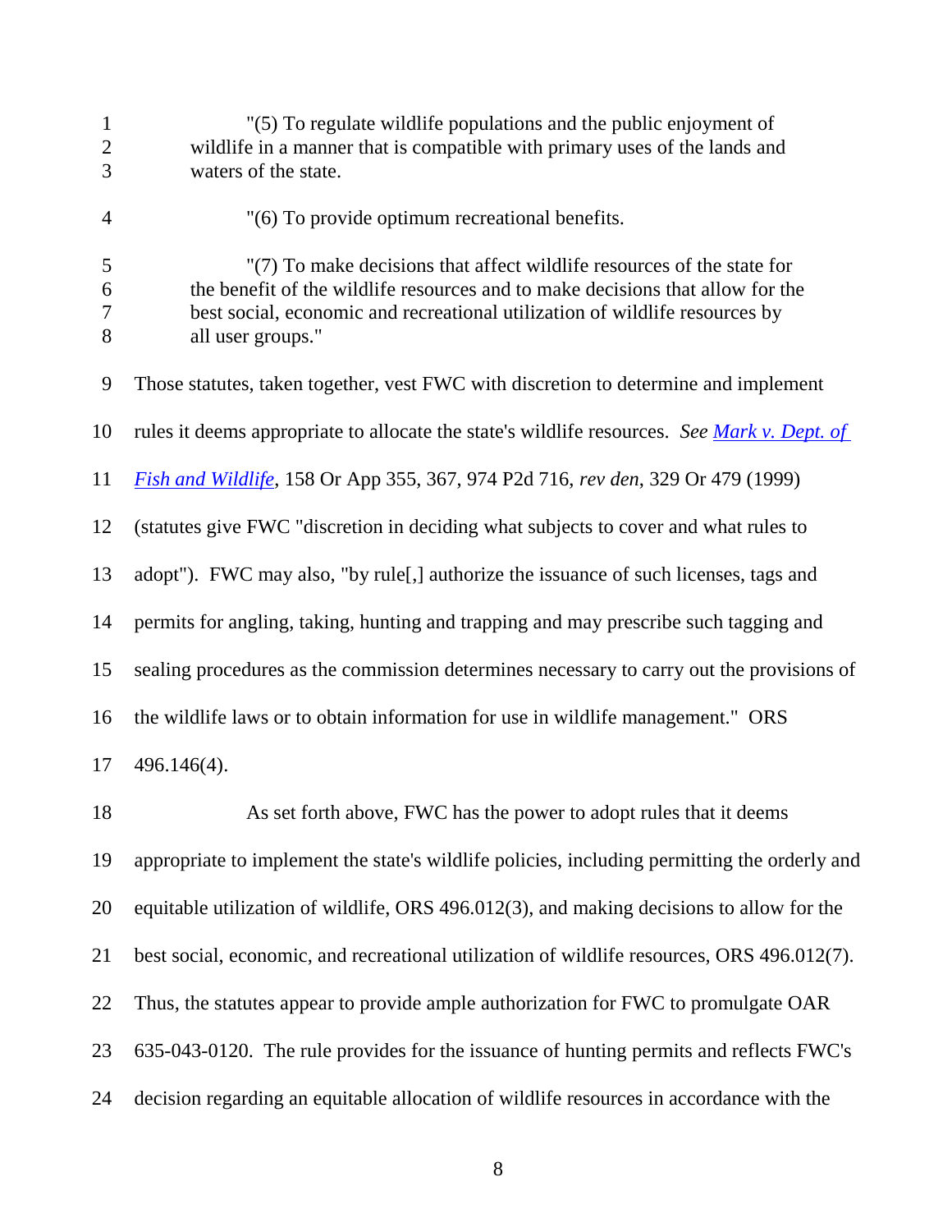"(5) To regulate wildlife populations and the public enjoyment of wildlife in a manner that is compatible with primary uses of the lands and waters of the state.

"(6) To provide optimum recreational benefits.

"(7) To make decisions that affect wildlife resources of the state for the benefit of the wildlife resources and to make decisions that allow for the best social, economic and recreational utilization of wildlife resources by all user groups."

Those statutes, taken together, vest FWC with discretion to determine and implement rules it deems appropriate to allocate the state's wildlife resources. *See* *Mark v. Dept. of Fish and Wildlife*, 158 Or App 355, 367, 974 P2d 716, *rev den*, 329 Or 479 (1999) (statutes give FWC "discretion in deciding what subjects to cover and what rules to adopt"). FWC may also, "by rule[,] authorize the issuance of such licenses, tags and permits for angling, taking, hunting and trapping and may prescribe such tagging and sealing procedures as the commission determines necessary to carry out the provisions of the wildlife laws or to obtain information for use in wildlife management." ORS 496.146(4).

As set forth above, FWC has the power to adopt rules that it deems appropriate to implement the state's wildlife policies, including permitting the orderly and equitable utilization of wildlife, ORS 496.012(3), and making decisions to allow for the best social, economic, and recreational utilization of wildlife resources, ORS 496.012(7). Thus, the statutes appear to provide ample authorization for FWC to promulgate OAR 635-043-0120. The rule provides for the issuance of hunting permits and reflects FWC's decision regarding an equitable allocation of wildlife resources in accordance with the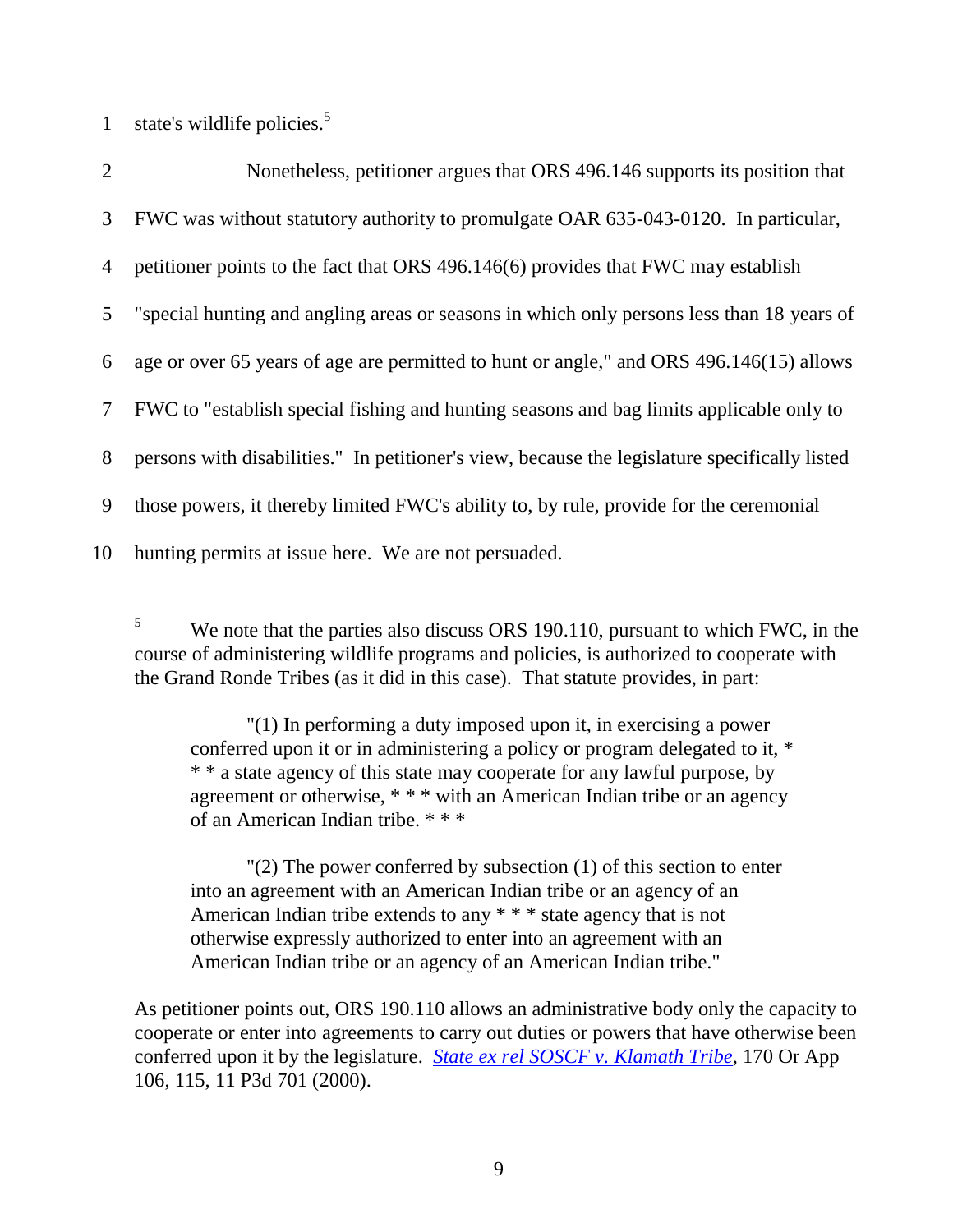state's wildlife policies.[5]

Nonetheless, petitioner argues that ORS 496.146 supports its position that FWC was without statutory authority to promulgate OAR 635-043-0120. In particular, petitioner points to the fact that ORS 496.146(6) provides that FWC may establish "special hunting and angling areas or seasons in which only persons less than 18 years of age or over 65 years of age are permitted to hunt or angle," and ORS 496.146(15) allows FWC to "establish special fishing and hunting seasons and bag limits applicable only to persons with disabilities." In petitioner's view, because the legislature specifically listed those powers, it thereby limited FWC's ability to, by rule, provide for the ceremonial hunting permits at issue here. We are not persuaded.

---

[5] We note that the parties also discuss ORS 190.110, pursuant to which FWC, in the course of administering wildlife programs and policies, is authorized to cooperate with the Grand Ronde Tribes (as it did in this case). That statute provides, in part:

> "(1) In performing a duty imposed upon it, in exercising a power conferred upon it or in administering a policy or program delegated to it, * * * a state agency of this state may cooperate for any lawful purpose, by agreement or otherwise, * * * with an American Indian tribe or an agency of an American Indian tribe. * * *
>
> "(2) The power conferred by subsection (1) of this section to enter into an agreement with an American Indian tribe or an agency of an American Indian tribe extends to any * * * state agency that is not otherwise expressly authorized to enter into an agreement with an American Indian tribe or an agency of an American Indian tribe."

As petitioner points out, ORS 190.110 allows an administrative body only the capacity to cooperate or enter into agreements to carry out duties or powers that have otherwise been conferred upon it by the legislature. *State ex rel SOSCF v. Klamath Tribe*, 170 Or App 106, 115, 11 P3d 701 (2000).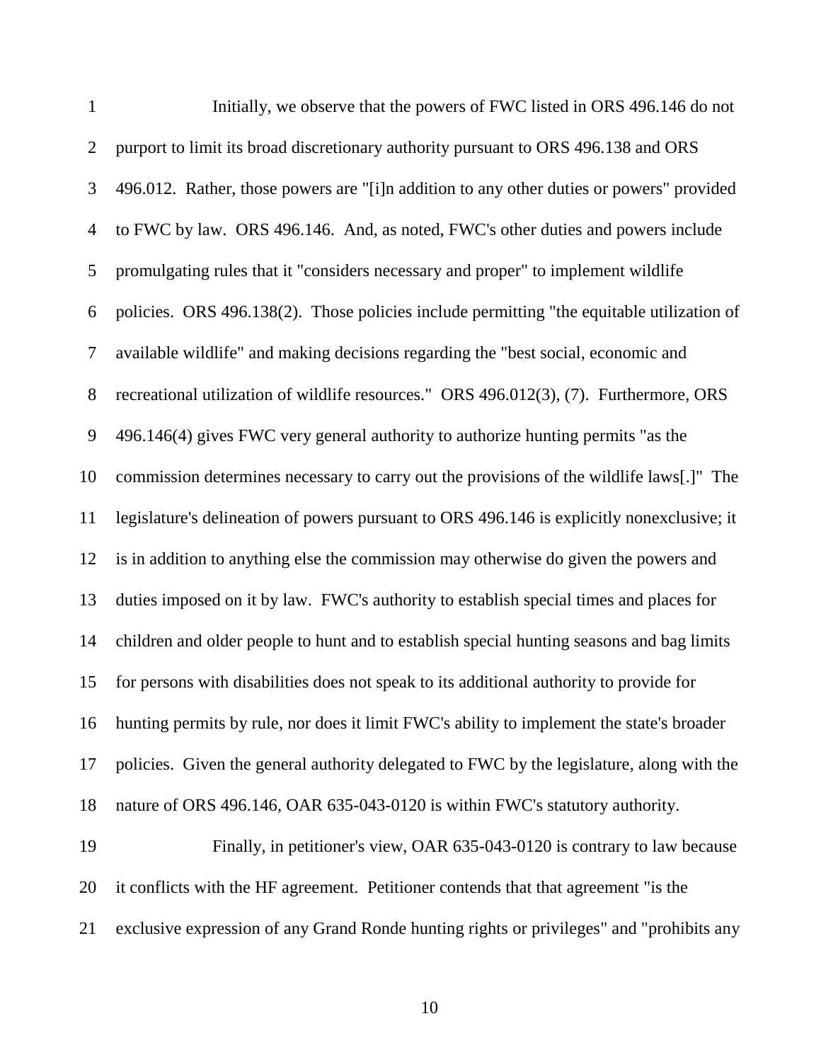Initially, we observe that the powers of FWC listed in ORS 496.146 do not purpose to limit its broad discretionary authority pursuant to ORS 496.138 and ORS 496.012. Rather, those powers are "[i]n addition to any other duties or powers" provided to FWC by law. ORS 496.146. And, as noted, FWC's other duties and powers include promulgating rules that it "considers necessary and proper" to implement wildlife policies. ORS 496.138(2). Those policies include permitting "the equitable utilization of available wildlife" and making decisions regarding the "best social, economic and recreational utilization of wildlife resources." ORS 496.012(3), (7). Furthermore, ORS 496.146(4) gives FWC very general authority to authorize hunting permits "as the commission determines necessary to carry out the provisions of the wildlife laws[.]" The legislature's delineation of powers pursuant to ORS 496.146 is explicitly nonexclusive; it is in addition to anything else the commission may otherwise do given the powers and duties imposed on it by law. FWC's authority to establish special times and places for children and older people to hunt and to establish special hunting seasons and bag limits for persons with disabilities does not speak to its additional authority to provide for hunting permits by rule, nor does it limit FWC's ability to implement the state's broader policies. Given the general authority delegated to FWC by the legislature, along with the nature of ORS 496.146, OAR 635-043-0120 is within FWC's statutory authority.

Finally, in petitioner's view, OAR 635-043-0120 is contrary to law because it conflicts with the HF agreement. Petitioner contends that that agreement "is the exclusive expression of any Grand Ronde hunting rights or privileges" and "prohibits any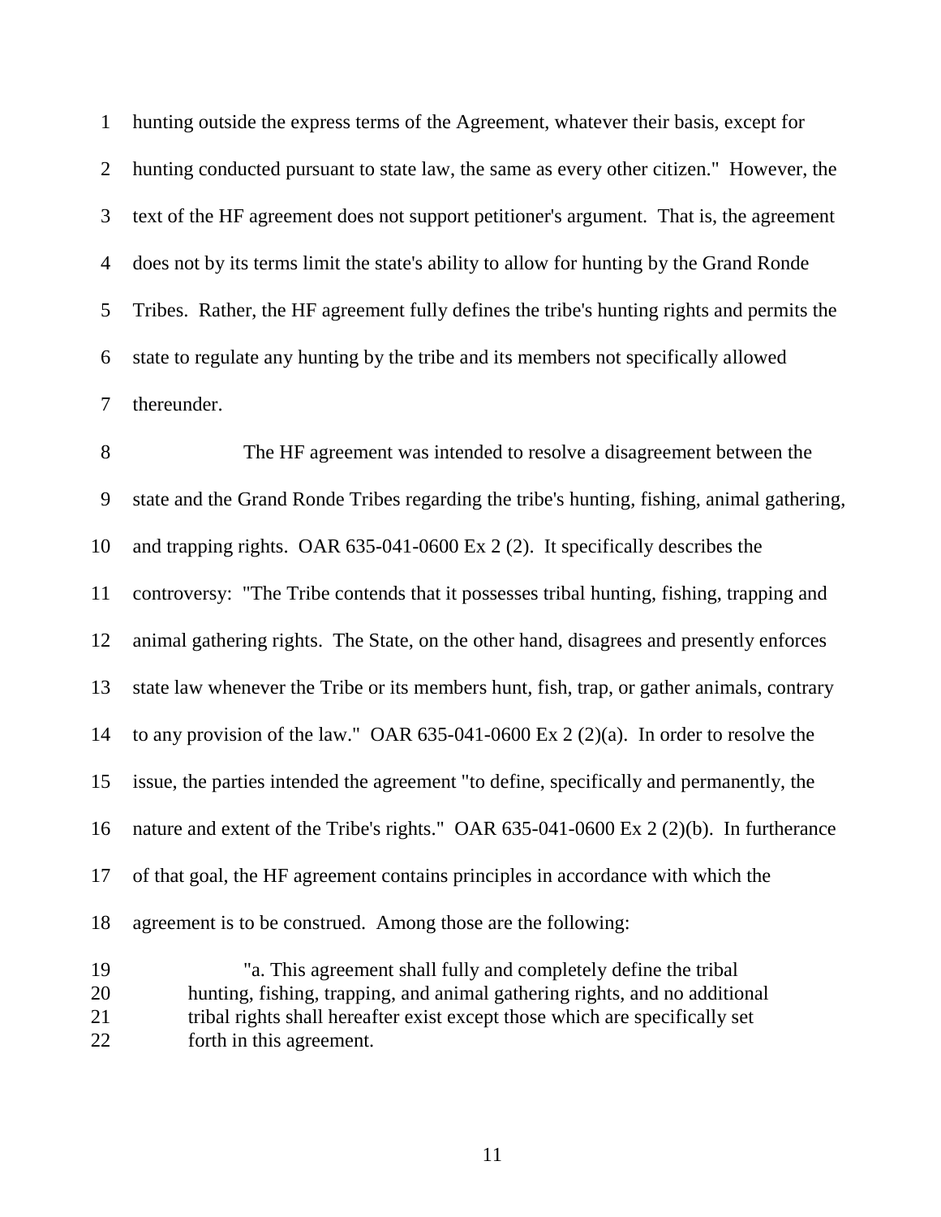hunting outside the express terms of the Agreement, whatever their basis, except for hunting conducted pursuant to state law, the same as every other citizen." However, the text of the HF agreement does not support petitioner's argument. That is, the agreement does not by its terms limit the state's ability to allow for hunting by the Grand Ronde Tribes. Rather, the HF agreement fully defines the tribe's hunting rights and permits the state to regulate any hunting by the tribe and its members not specifically allowed thereunder.

The HF agreement was intended to resolve a disagreement between the state and the Grand Ronde Tribes regarding the tribe's hunting, fishing, animal gathering, and trapping rights. OAR 635-041-0600 Ex 2 (2). It specifically describes the controversy: "The Tribe contends that it possesses tribal hunting, fishing, trapping and animal gathering rights. The State, on the other hand, disagrees and presently enforces state law whenever the Tribe or its members hunt, fish, trap, or gather animals, contrary to any provision of the law." OAR 635-041-0600 Ex 2 (2)(a). In order to resolve the issue, the parties intended the agreement "to define, specifically and permanently, the nature and extent of the Tribe's rights." OAR 635-041-0600 Ex 2 (2)(b). In furtherance of that goal, the HF agreement contains principles in accordance with which the agreement is to be construed. Among those are the following:

> "a. This agreement shall fully and completely define the tribal hunting, fishing, trapping, and animal gathering rights, and no additional tribal rights shall hereafter exist except those which are specifically set forth in this agreement.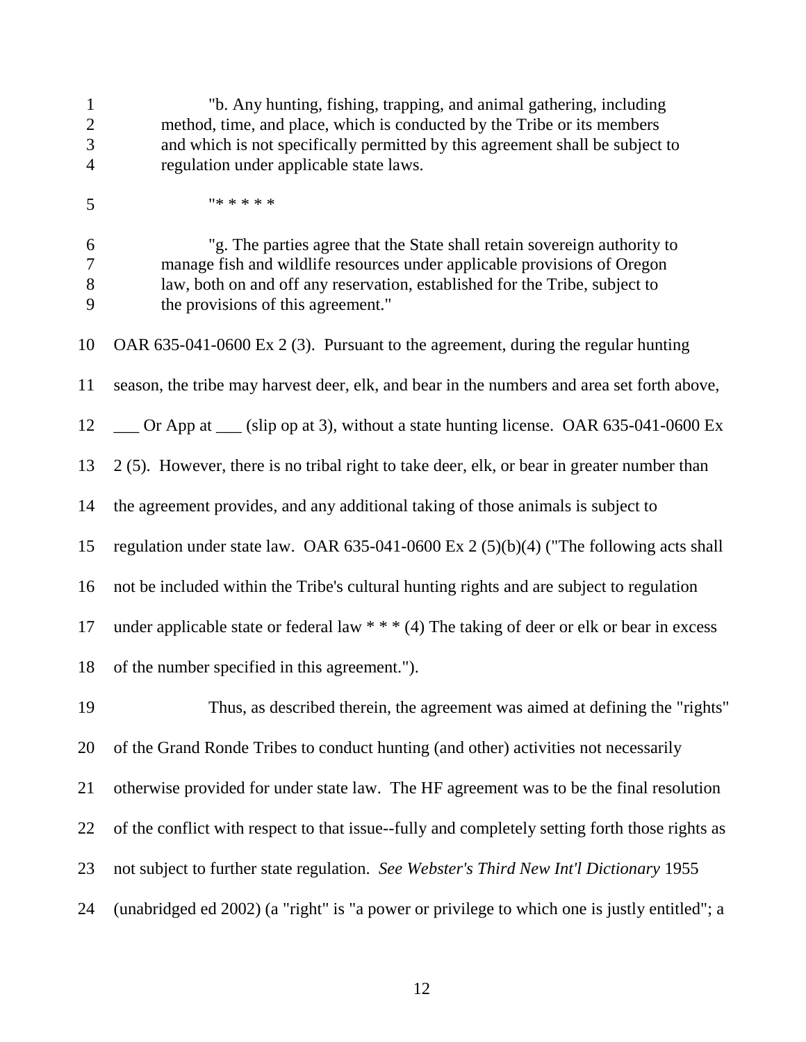> "b. Any hunting, fishing, trapping, and animal gathering, including method, time, and place, which is conducted by the Tribe or its members and which is not specifically permitted by this agreement shall be subject to regulation under applicable state laws.
>
> "* * * * *
>
> "g. The parties agree that the State shall retain sovereign authority to manage fish and wildlife resources under applicable provisions of Oregon law, both on and off any reservation, established for the Tribe, subject to the provisions of this agreement."

OAR 635-041-0600 Ex 2 (3). Pursuant to the agreement, during the regular hunting season, the tribe may harvest deer, elk, and bear in the numbers and area set forth above, ___ Or App at ___ (slip op at 3), without a state hunting license. OAR 635-041-0600 Ex 2 (5). However, there is no tribal right to take deer, elk, or bear in greater number than the agreement provides, and any additional taking of those animals is subject to regulation under state law. OAR 635-041-0600 Ex 2 (5)(b)(4) ("The following acts shall not be included within the Tribe's cultural hunting rights and are subject to regulation under applicable state or federal law * * * (4) The taking of deer or elk or bear in excess of the number specified in this agreement.").

Thus, as described therein, the agreement was aimed at defining the "rights" of the Grand Ronde Tribes to conduct hunting (and other) activities not necessarily otherwise provided for under state law. The HF agreement was to be the final resolution of the conflict with respect to that issue--fully and completely setting forth those rights as not subject to further state regulation. *See Webster's Third New Int'l Dictionary* 1955 (unabridged ed 2002) (a "right" is "a power or privilege to which one is justly entitled"; a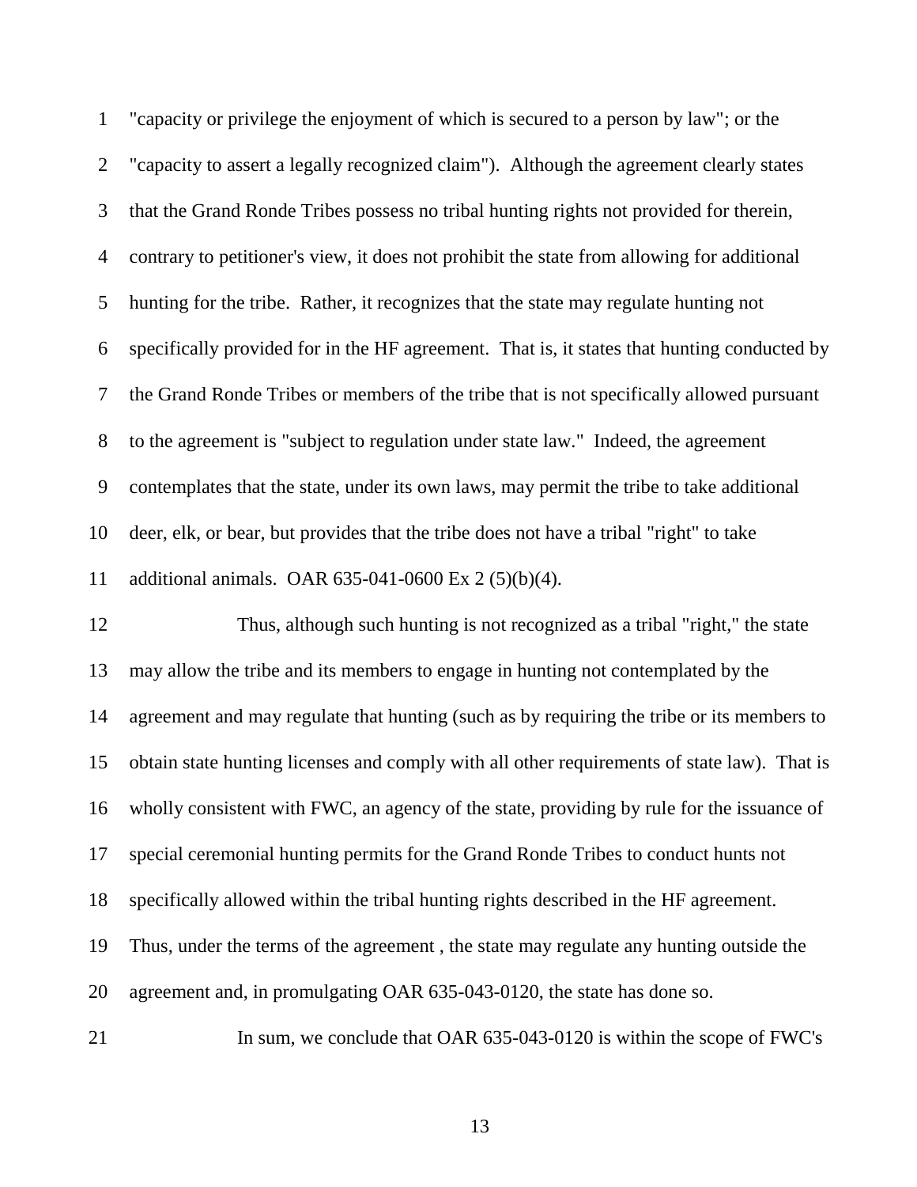"capacity or privilege the enjoyment of which is secured to a person by law"; or the "capacity to assert a legally recognized claim"). Although the agreement clearly states that the Grand Ronde Tribes possess no tribal hunting rights not provided for therein, contrary to petitioner's view, it does not prohibit the state from allowing for additional hunting for the tribe. Rather, it recognizes that the state may regulate hunting not specifically provided for in the HF agreement. That is, it states that hunting conducted by the Grand Ronde Tribes or members of the tribe that is not specifically allowed pursuant to the agreement is "subject to regulation under state law." Indeed, the agreement contemplates that the state, under its own laws, may permit the tribe to take additional deer, elk, or bear, but provides that the tribe does not have a tribal "right" to take additional animals. OAR 635-041-0600 Ex 2 (5)(b)(4).

Thus, although such hunting is not recognized as a tribal "right," the state may allow the tribe and its members to engage in hunting not contemplated by the agreement and may regulate that hunting (such as by requiring the tribe or its members to obtain state hunting licenses and comply with all other requirements of state law). That is wholly consistent with FWC, an agency of the state, providing by rule for the issuance of special ceremonial hunting permits for the Grand Ronde Tribes to conduct hunts not specifically allowed within the tribal hunting rights described in the HF agreement. Thus, under the terms of the agreement , the state may regulate any hunting outside the agreement and, in promulgating OAR 635-043-0120, the state has done so.

In sum, we conclude that OAR 635-043-0120 is within the scope of FWC's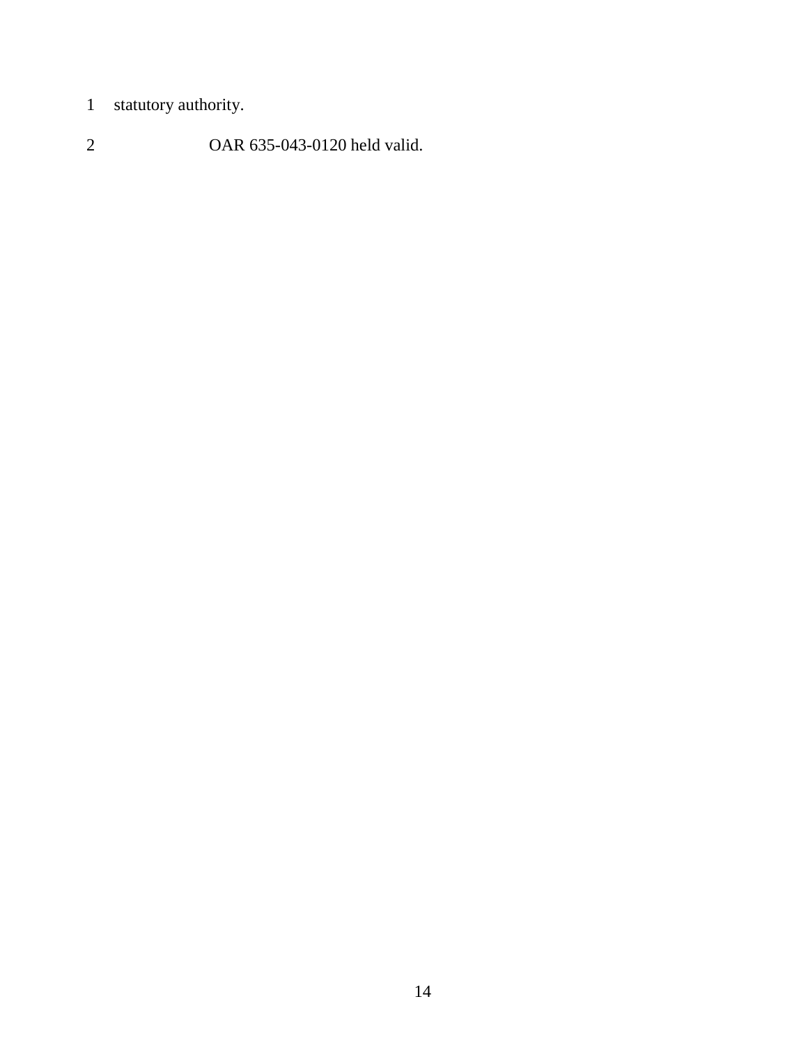statutory authority.

OAR 635-043-0120 held valid.